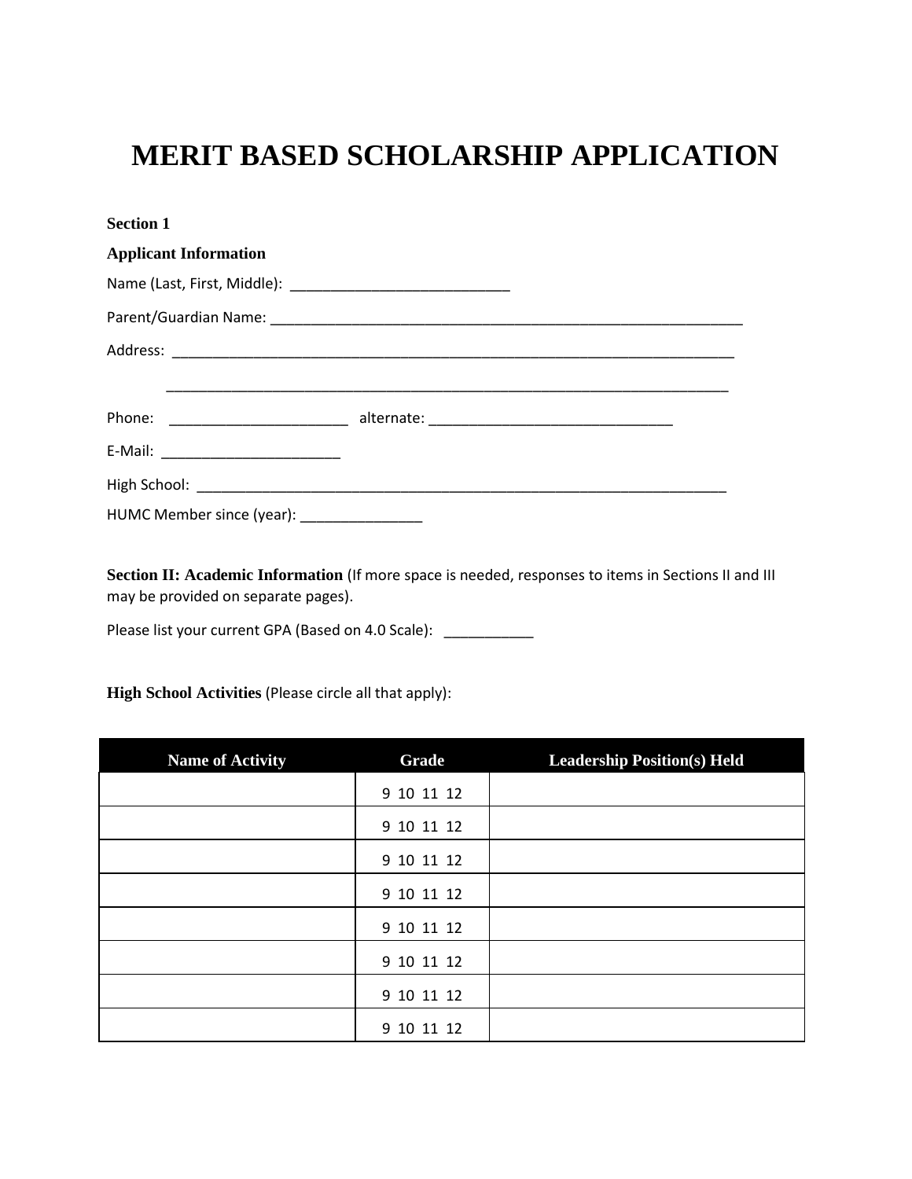# MERIT BASED SCHOLARSHIP APPLICATION

**Section 1**

**Applicant Information**

Name (Last, First, Middle): ___________________________

Parent/Guardian Name: ____________________________________________________________

Address: ______________________________________________________________________

______________________________________________________________________

Phone: ______________________ alternate: ______________________________

E-Mail: ______________________

High School: __________________________________________________________________

HUMC Member since (year): _______________

**Section II: Academic Information** (If more space is needed, responses to items in Sections II and III may be provided on separate pages).

Please list your current GPA (Based on 4.0 Scale): ___________

**High School Activities** (Please circle all that apply):

| Name of Activity | Grade | Leadership Position(s) Held |
|---|---|---|
| | 9 10 11 12 | |
| | 9 10 11 12 | |
| | 9 10 11 12 | |
| | 9 10 11 12 | |
| | 9 10 11 12 | |
| | 9 10 11 12 | |
| | 9 10 11 12 | |
| | 9 10 11 12 | |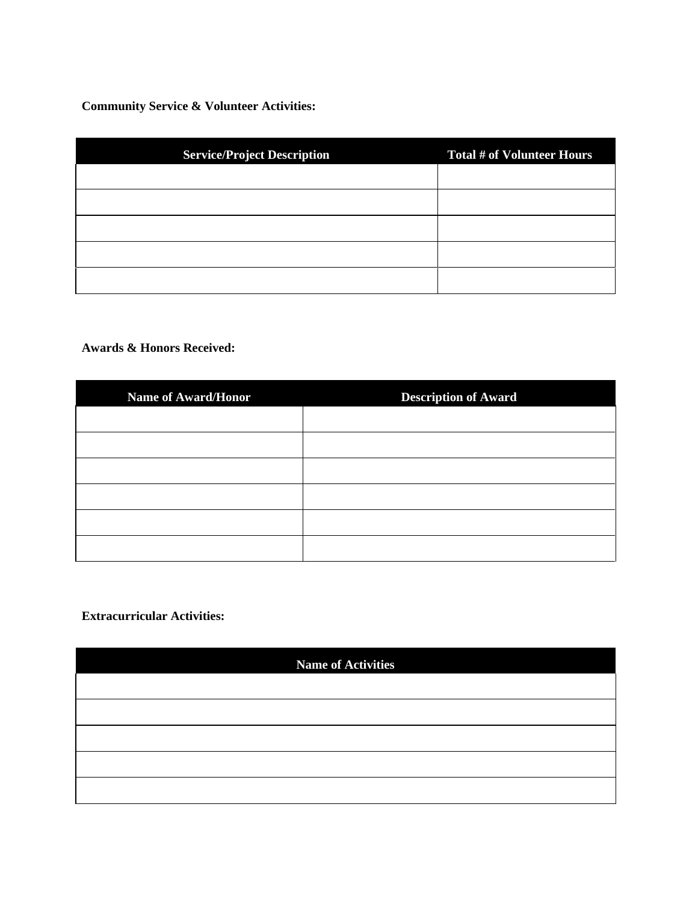**Community Service & Volunteer Activities:**

| Service/Project Description | Total # of Volunteer Hours |
| --- | --- |
| | |
| | |
| | |
| | |
| | |

**Awards & Honors Received:**

| Name of Award/Honor | Description of Award |
| --- | --- |
| | |
| | |
| | |
| | |
| | |
| | |

**Extracurricular Activities:**

| Name of Activities |
| --- |
| |
| |
| |
| |
| |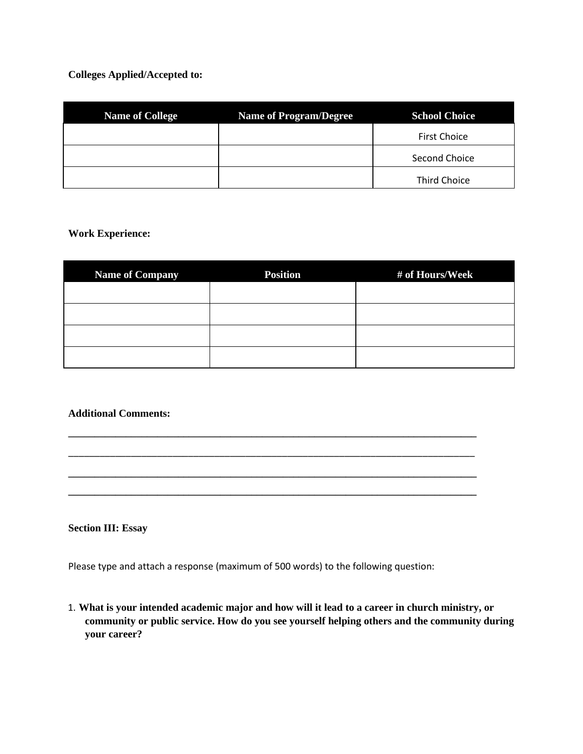**Colleges Applied/Accepted to:**

| Name of College | Name of Program/Degree | School Choice |
|---|---|---|
| | | First Choice |
| | | Second Choice |
| | | Third Choice |

**Work Experience:**

| Name of Company | Position | # of Hours/Week |
|---|---|---|
| | | |
| | | |
| | | |
| | | |

**Additional Comments:**

_______________________________________________________________________________

_______________________________________________________________________________

_______________________________________________________________________________

_______________________________________________________________________________

**Section III: Essay**

Please type and attach a response (maximum of 500 words) to the following question:

1. **What is your intended academic major and how will it lead to a career in church ministry, or community or public service. How do you see yourself helping others and the community during your career?**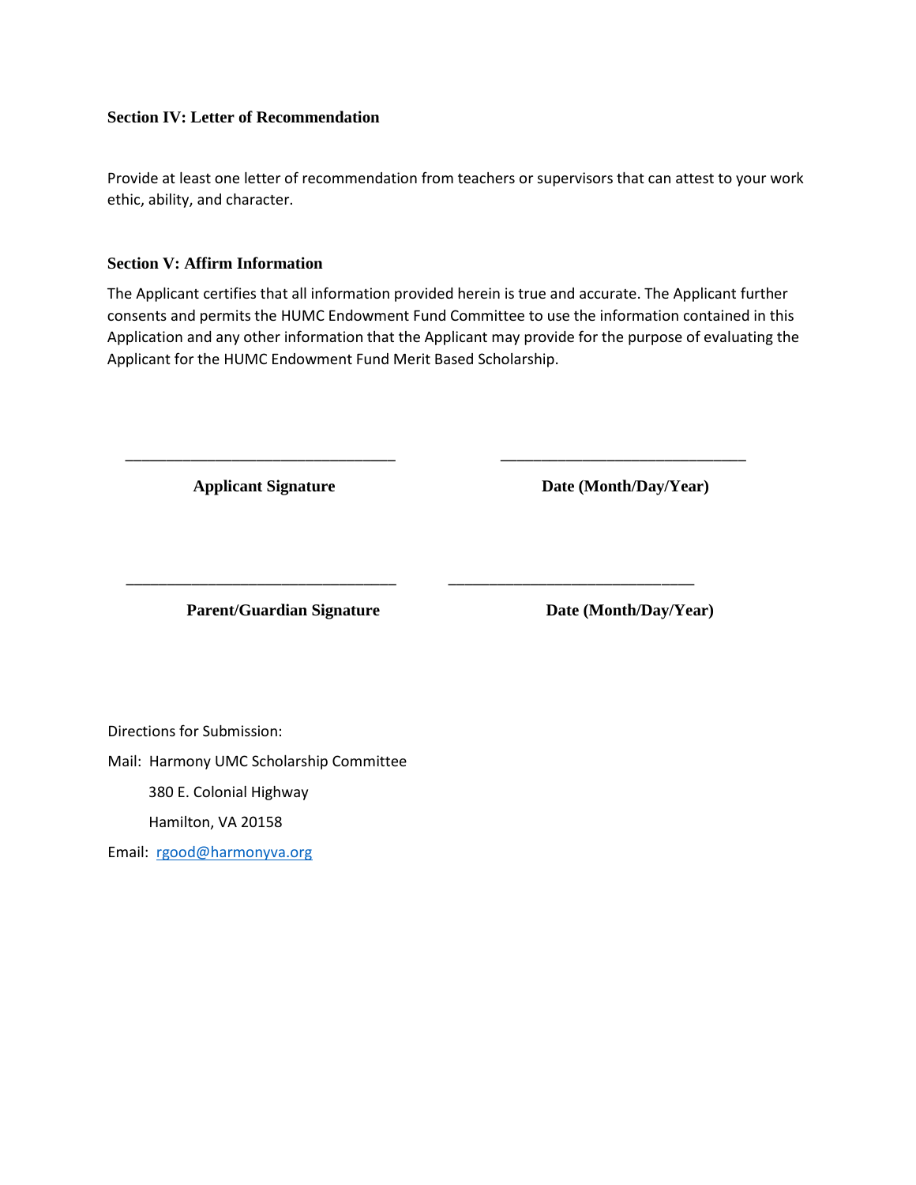### Section IV: Letter of Recommendation

Provide at least one letter of recommendation from teachers or supervisors that can attest to your work ethic, ability, and character.

### Section V: Affirm Information

The Applicant certifies that all information provided herein is true and accurate. The Applicant further consents and permits the HUMC Endowment Fund Committee to use the information contained in this Application and any other information that the Applicant may provide for the purpose of evaluating the Applicant for the HUMC Endowment Fund Merit Based Scholarship.

| | |
|---|---|
| ______________________________ | ______________________________ |
| **Applicant Signature** | **Date (Month/Day/Year)** |
| ______________________________ | ______________________________ |
| **Parent/Guardian Signature** | **Date (Month/Day/Year)** |

Directions for Submission:

Mail: Harmony UMC Scholarship Committee

380 E. Colonial Highway

Hamilton, VA 20158

Email: rgood@harmonyva.org